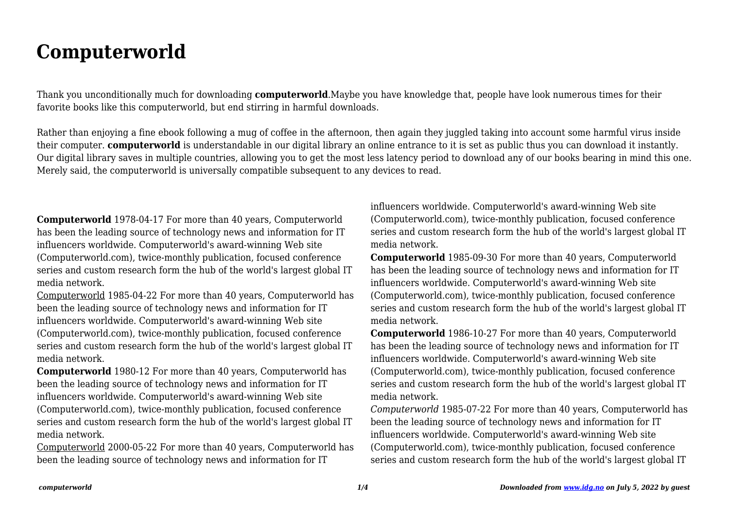# Computerworld

Thank you unconditionally much for downloading **computerworld**.Maybe you have knowledge that, people have look numerous times for their favorite books like this computerworld, but end stirring in harmful downloads.

Rather than enjoying a fine ebook following a mug of coffee in the afternoon, then again they juggled taking into account some harmful virus inside their computer. **computerworld** is understandable in our digital library an online entrance to it is set as public thus you can download it instantly. Our digital library saves in multiple countries, allowing you to get the most less latency period to download any of our books bearing in mind this one. Merely said, the computerworld is universally compatible subsequent to any devices to read.

**Computerworld** 1978-04-17 For more than 40 years, Computerworld has been the leading source of technology news and information for IT influencers worldwide. Computerworld's award-winning Web site (Computerworld.com), twice-monthly publication, focused conference series and custom research form the hub of the world's largest global IT media network.

Computerworld 1985-04-22 For more than 40 years, Computerworld has been the leading source of technology news and information for IT influencers worldwide. Computerworld's award-winning Web site (Computerworld.com), twice-monthly publication, focused conference series and custom research form the hub of the world's largest global IT media network.

**Computerworld** 1980-12 For more than 40 years, Computerworld has been the leading source of technology news and information for IT influencers worldwide. Computerworld's award-winning Web site (Computerworld.com), twice-monthly publication, focused conference series and custom research form the hub of the world's largest global IT media network.

Computerworld 2000-05-22 For more than 40 years, Computerworld has been the leading source of technology news and information for IT influencers worldwide. Computerworld's award-winning Web site (Computerworld.com), twice-monthly publication, focused conference series and custom research form the hub of the world's largest global IT media network.

**Computerworld** 1985-09-30 For more than 40 years, Computerworld has been the leading source of technology news and information for IT influencers worldwide. Computerworld's award-winning Web site (Computerworld.com), twice-monthly publication, focused conference series and custom research form the hub of the world's largest global IT media network.

**Computerworld** 1986-10-27 For more than 40 years, Computerworld has been the leading source of technology news and information for IT influencers worldwide. Computerworld's award-winning Web site (Computerworld.com), twice-monthly publication, focused conference series and custom research form the hub of the world's largest global IT media network.

*Computerworld* 1985-07-22 For more than 40 years, Computerworld has been the leading source of technology news and information for IT influencers worldwide. Computerworld's award-winning Web site (Computerworld.com), twice-monthly publication, focused conference series and custom research form the hub of the world's largest global IT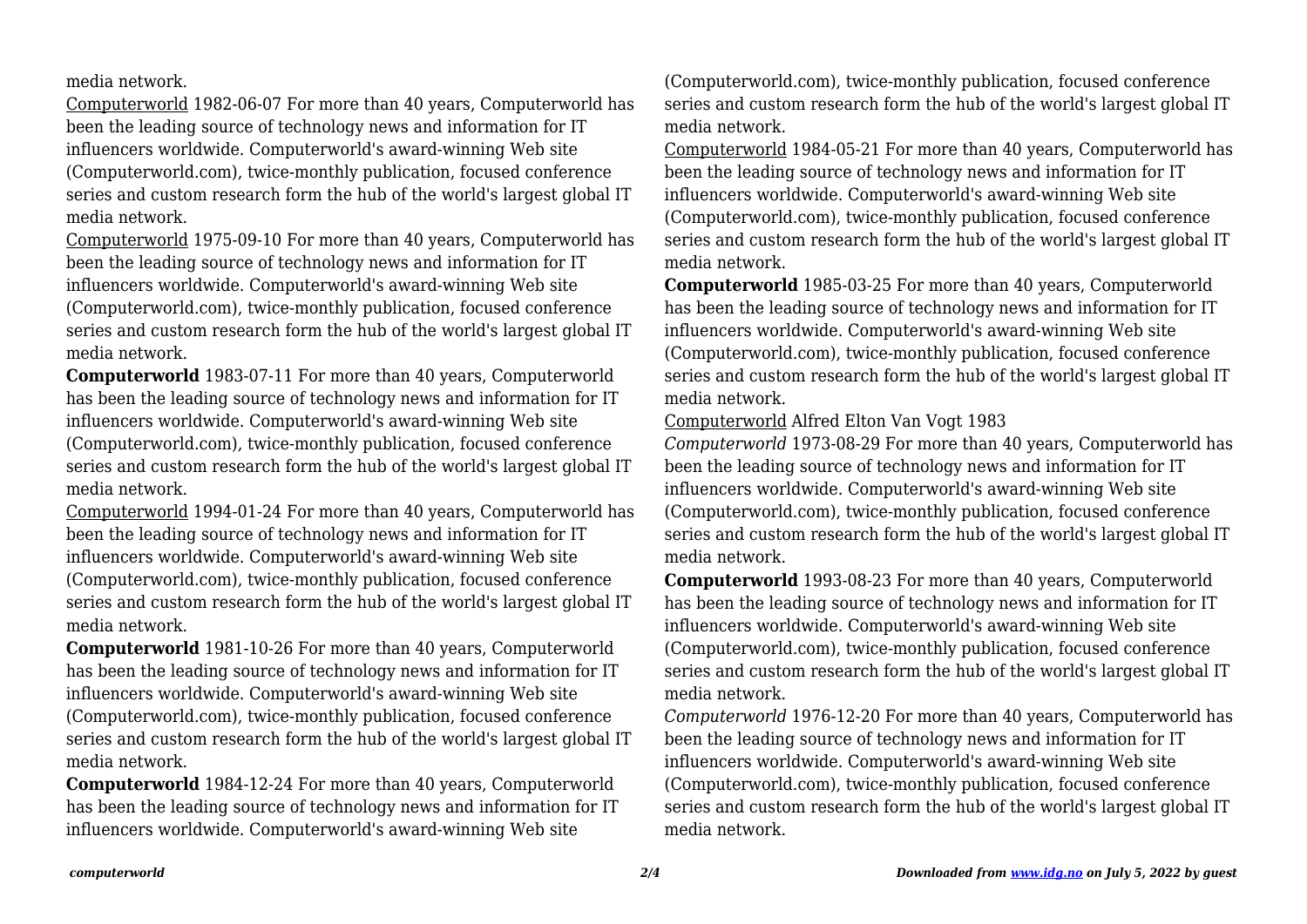media network.

Computerworld 1982-06-07 For more than 40 years, Computerworld has been the leading source of technology news and information for IT influencers worldwide. Computerworld's award-winning Web site (Computerworld.com), twice-monthly publication, focused conference series and custom research form the hub of the world's largest global IT media network.

Computerworld 1975-09-10 For more than 40 years, Computerworld has been the leading source of technology news and information for IT influencers worldwide. Computerworld's award-winning Web site (Computerworld.com), twice-monthly publication, focused conference series and custom research form the hub of the world's largest global IT media network.

**Computerworld** 1983-07-11 For more than 40 years, Computerworld has been the leading source of technology news and information for IT influencers worldwide. Computerworld's award-winning Web site (Computerworld.com), twice-monthly publication, focused conference series and custom research form the hub of the world's largest global IT media network.

Computerworld 1994-01-24 For more than 40 years, Computerworld has been the leading source of technology news and information for IT influencers worldwide. Computerworld's award-winning Web site (Computerworld.com), twice-monthly publication, focused conference series and custom research form the hub of the world's largest global IT media network.

**Computerworld** 1981-10-26 For more than 40 years, Computerworld has been the leading source of technology news and information for IT influencers worldwide. Computerworld's award-winning Web site (Computerworld.com), twice-monthly publication, focused conference series and custom research form the hub of the world's largest global IT media network.

**Computerworld** 1984-12-24 For more than 40 years, Computerworld has been the leading source of technology news and information for IT influencers worldwide. Computerworld's award-winning Web site (Computerworld.com), twice-monthly publication, focused conference series and custom research form the hub of the world's largest global IT media network.

Computerworld 1984-05-21 For more than 40 years, Computerworld has been the leading source of technology news and information for IT influencers worldwide. Computerworld's award-winning Web site (Computerworld.com), twice-monthly publication, focused conference series and custom research form the hub of the world's largest global IT media network.

**Computerworld** 1985-03-25 For more than 40 years, Computerworld has been the leading source of technology news and information for IT influencers worldwide. Computerworld's award-winning Web site (Computerworld.com), twice-monthly publication, focused conference series and custom research form the hub of the world's largest global IT media network.

Computerworld Alfred Elton Van Vogt 1983

*Computerworld* 1973-08-29 For more than 40 years, Computerworld has been the leading source of technology news and information for IT influencers worldwide. Computerworld's award-winning Web site (Computerworld.com), twice-monthly publication, focused conference series and custom research form the hub of the world's largest global IT media network.

**Computerworld** 1993-08-23 For more than 40 years, Computerworld has been the leading source of technology news and information for IT influencers worldwide. Computerworld's award-winning Web site (Computerworld.com), twice-monthly publication, focused conference series and custom research form the hub of the world's largest global IT media network.

*Computerworld* 1976-12-20 For more than 40 years, Computerworld has been the leading source of technology news and information for IT influencers worldwide. Computerworld's award-winning Web site (Computerworld.com), twice-monthly publication, focused conference series and custom research form the hub of the world's largest global IT media network.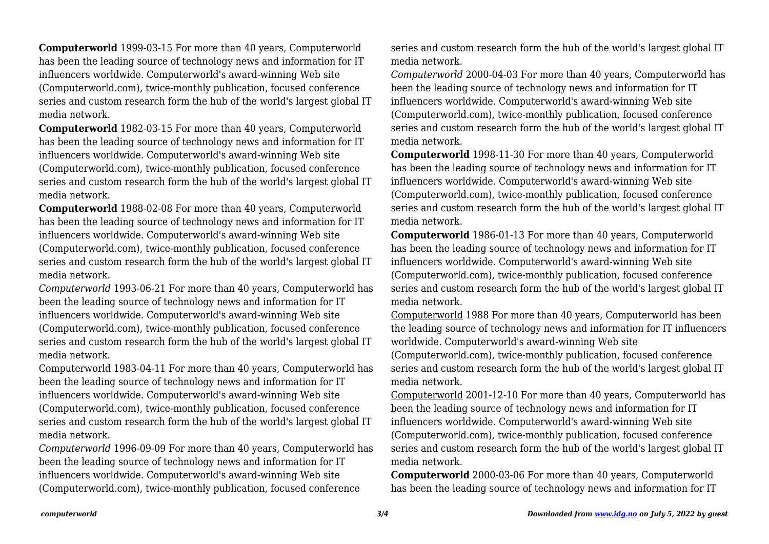**Computerworld** 1999-03-15 For more than 40 years, Computerworld has been the leading source of technology news and information for IT influencers worldwide. Computerworld's award-winning Web site (Computerworld.com), twice-monthly publication, focused conference series and custom research form the hub of the world's largest global IT media network.

**Computerworld** 1982-03-15 For more than 40 years, Computerworld has been the leading source of technology news and information for IT influencers worldwide. Computerworld's award-winning Web site (Computerworld.com), twice-monthly publication, focused conference series and custom research form the hub of the world's largest global IT media network.

**Computerworld** 1988-02-08 For more than 40 years, Computerworld has been the leading source of technology news and information for IT influencers worldwide. Computerworld's award-winning Web site (Computerworld.com), twice-monthly publication, focused conference series and custom research form the hub of the world's largest global IT media network.

*Computerworld* 1993-06-21 For more than 40 years, Computerworld has been the leading source of technology news and information for IT influencers worldwide. Computerworld's award-winning Web site (Computerworld.com), twice-monthly publication, focused conference series and custom research form the hub of the world's largest global IT media network.

Computerworld 1983-04-11 For more than 40 years, Computerworld has been the leading source of technology news and information for IT influencers worldwide. Computerworld's award-winning Web site (Computerworld.com), twice-monthly publication, focused conference series and custom research form the hub of the world's largest global IT media network.

*Computerworld* 1996-09-09 For more than 40 years, Computerworld has been the leading source of technology news and information for IT influencers worldwide. Computerworld's award-winning Web site (Computerworld.com), twice-monthly publication, focused conference series and custom research form the hub of the world's largest global IT media network.

*Computerworld* 2000-04-03 For more than 40 years, Computerworld has been the leading source of technology news and information for IT influencers worldwide. Computerworld's award-winning Web site (Computerworld.com), twice-monthly publication, focused conference series and custom research form the hub of the world's largest global IT media network.

**Computerworld** 1998-11-30 For more than 40 years, Computerworld has been the leading source of technology news and information for IT influencers worldwide. Computerworld's award-winning Web site (Computerworld.com), twice-monthly publication, focused conference series and custom research form the hub of the world's largest global IT media network.

**Computerworld** 1986-01-13 For more than 40 years, Computerworld has been the leading source of technology news and information for IT influencers worldwide. Computerworld's award-winning Web site (Computerworld.com), twice-monthly publication, focused conference series and custom research form the hub of the world's largest global IT media network.

Computerworld 1988 For more than 40 years, Computerworld has been the leading source of technology news and information for IT influencers worldwide. Computerworld's award-winning Web site (Computerworld.com), twice-monthly publication, focused conference series and custom research form the hub of the world's largest global IT media network.

Computerworld 2001-12-10 For more than 40 years, Computerworld has been the leading source of technology news and information for IT influencers worldwide. Computerworld's award-winning Web site (Computerworld.com), twice-monthly publication, focused conference series and custom research form the hub of the world's largest global IT media network.

**Computerworld** 2000-03-06 For more than 40 years, Computerworld has been the leading source of technology news and information for IT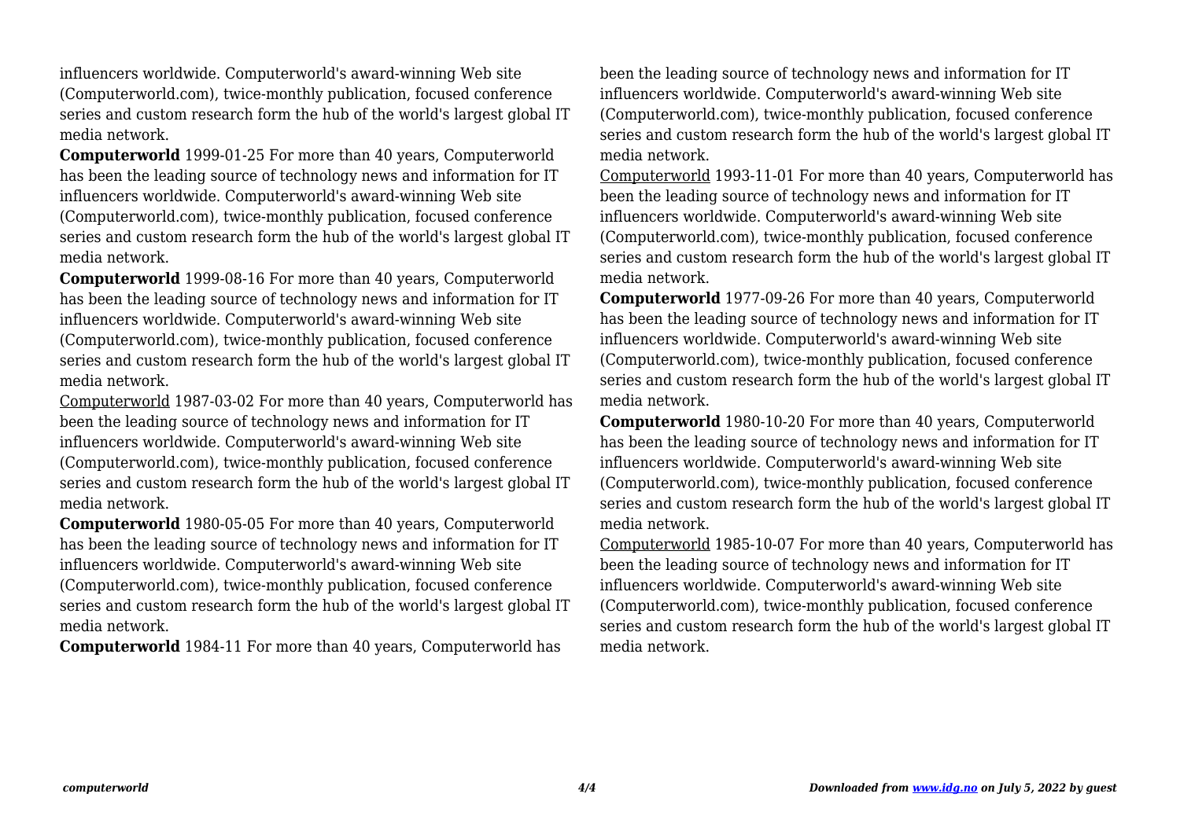influencers worldwide. Computerworld's award-winning Web site (Computerworld.com), twice-monthly publication, focused conference series and custom research form the hub of the world's largest global IT media network.

**Computerworld** 1999-01-25 For more than 40 years, Computerworld has been the leading source of technology news and information for IT influencers worldwide. Computerworld's award-winning Web site (Computerworld.com), twice-monthly publication, focused conference series and custom research form the hub of the world's largest global IT media network.

**Computerworld** 1999-08-16 For more than 40 years, Computerworld has been the leading source of technology news and information for IT influencers worldwide. Computerworld's award-winning Web site (Computerworld.com), twice-monthly publication, focused conference series and custom research form the hub of the world's largest global IT media network.

Computerworld 1987-03-02 For more than 40 years, Computerworld has been the leading source of technology news and information for IT influencers worldwide. Computerworld's award-winning Web site (Computerworld.com), twice-monthly publication, focused conference series and custom research form the hub of the world's largest global IT media network.

**Computerworld** 1980-05-05 For more than 40 years, Computerworld has been the leading source of technology news and information for IT influencers worldwide. Computerworld's award-winning Web site (Computerworld.com), twice-monthly publication, focused conference series and custom research form the hub of the world's largest global IT media network.

**Computerworld** 1984-11 For more than 40 years, Computerworld has been the leading source of technology news and information for IT influencers worldwide. Computerworld's award-winning Web site (Computerworld.com), twice-monthly publication, focused conference series and custom research form the hub of the world's largest global IT media network.

Computerworld 1993-11-01 For more than 40 years, Computerworld has been the leading source of technology news and information for IT influencers worldwide. Computerworld's award-winning Web site (Computerworld.com), twice-monthly publication, focused conference series and custom research form the hub of the world's largest global IT media network.

**Computerworld** 1977-09-26 For more than 40 years, Computerworld has been the leading source of technology news and information for IT influencers worldwide. Computerworld's award-winning Web site (Computerworld.com), twice-monthly publication, focused conference series and custom research form the hub of the world's largest global IT media network.

**Computerworld** 1980-10-20 For more than 40 years, Computerworld has been the leading source of technology news and information for IT influencers worldwide. Computerworld's award-winning Web site (Computerworld.com), twice-monthly publication, focused conference series and custom research form the hub of the world's largest global IT media network.

Computerworld 1985-10-07 For more than 40 years, Computerworld has been the leading source of technology news and information for IT influencers worldwide. Computerworld's award-winning Web site (Computerworld.com), twice-monthly publication, focused conference series and custom research form the hub of the world's largest global IT media network.